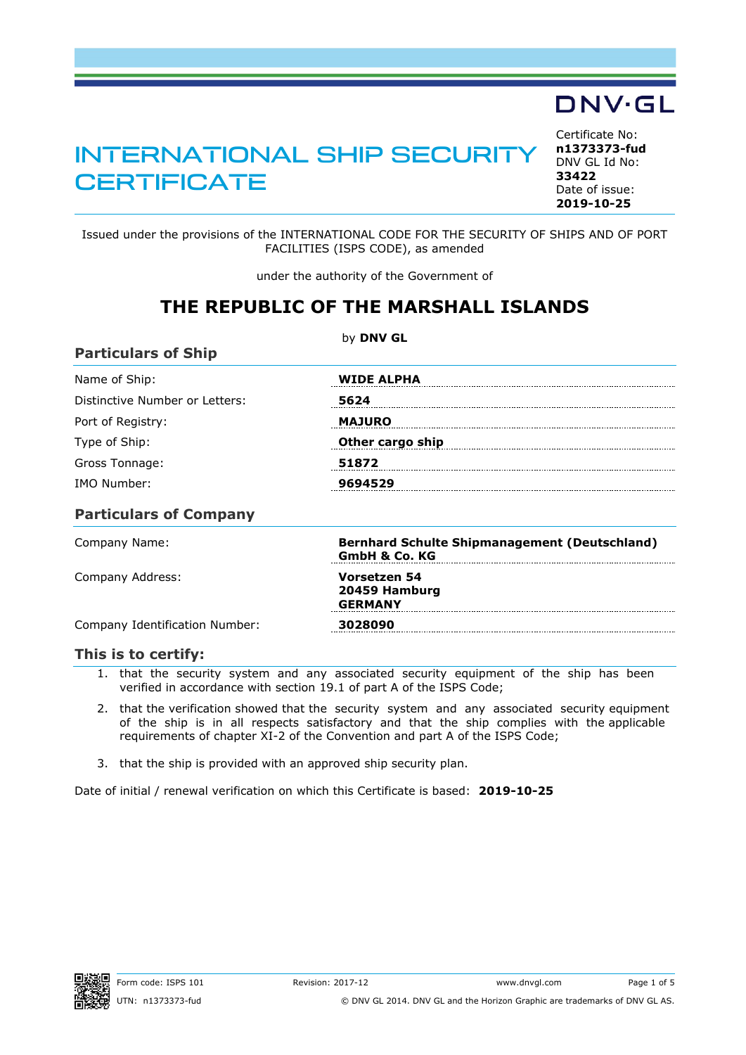DNV·GL

# INTERNATIONAL SHIP SECURITY CERTIFICATE

Certificate No:
**n1373373-fud**
DNV GL Id No:
**33422**
Date of issue:
**2019-10-25**

Issued under the provisions of the INTERNATIONAL CODE FOR THE SECURITY OF SHIPS AND OF PORT FACILITIES (ISPS CODE), as amended

under the authority of the Government of

## THE REPUBLIC OF THE MARSHALL ISLANDS

by **DNV GL**

### Particulars of Ship

| | |
|---|---|
| Name of Ship: | **WIDE ALPHA** |
| Distinctive Number or Letters: | **5624** |
| Port of Registry: | **MAJURO** |
| Type of Ship: | **Other cargo ship** |
| Gross Tonnage: | **51872** |
| IMO Number: | **9694529** |

### Particulars of Company

| | |
|---|---|
| Company Name: | **Bernhard Schulte Shipmanagement (Deutschland) GmbH & Co. KG** |
| Company Address: | **Vorsetzen 54<br>20459 Hamburg<br>GERMANY** |
| Company Identification Number: | **3028090** |

### This is to certify:

1. that the security system and any associated security equipment of the ship has been verified in accordance with section 19.1 of part A of the ISPS Code;
2. that the verification showed that the security system and any associated security equipment of the ship is in all respects satisfactory and that the ship complies with the applicable requirements of chapter XI-2 of the Convention and part A of the ISPS Code;
3. that the ship is provided with an approved ship security plan.

Date of initial / renewal verification on which this Certificate is based: **2019-10-25**

Form code: ISPS 101 | Revision: 2017-12 | www.dnvgl.com

UTN: n1373373-fud

© DNV GL 2014. DNV GL and the Horizon Graphic are trademarks of DNV GL AS.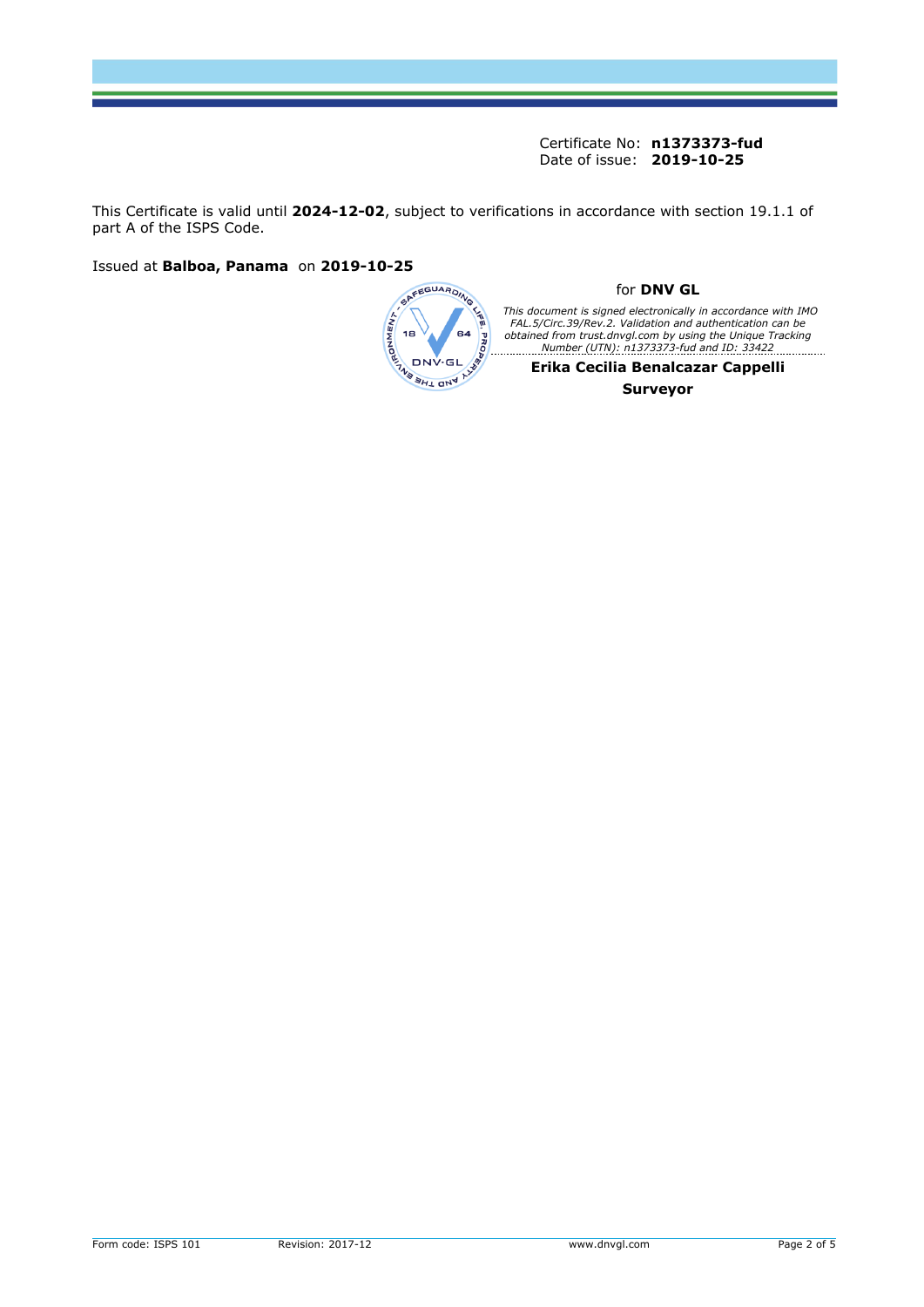Certificate No: **n1373373-fud**
Date of issue: **2019-10-25**

This Certificate is valid until **2024-12-02**, subject to verifications in accordance with section 19.1.1 of part A of the ISPS Code.

Issued at **Balboa, Panama** on **2019-10-25**

for **DNV GL**

*This document is signed electronically in accordance with IMO FAL.5/Circ.39/Rev.2. Validation and authentication can be obtained from trust.dnvgl.com by using the Unique Tracking Number (UTN): n1373373-fud and ID: 33422*

**Erika Cecilia Benalcazar Cappelli**

**Surveyor**

Form code: ISPS 101 Revision: 2017-12 www.dnvgl.com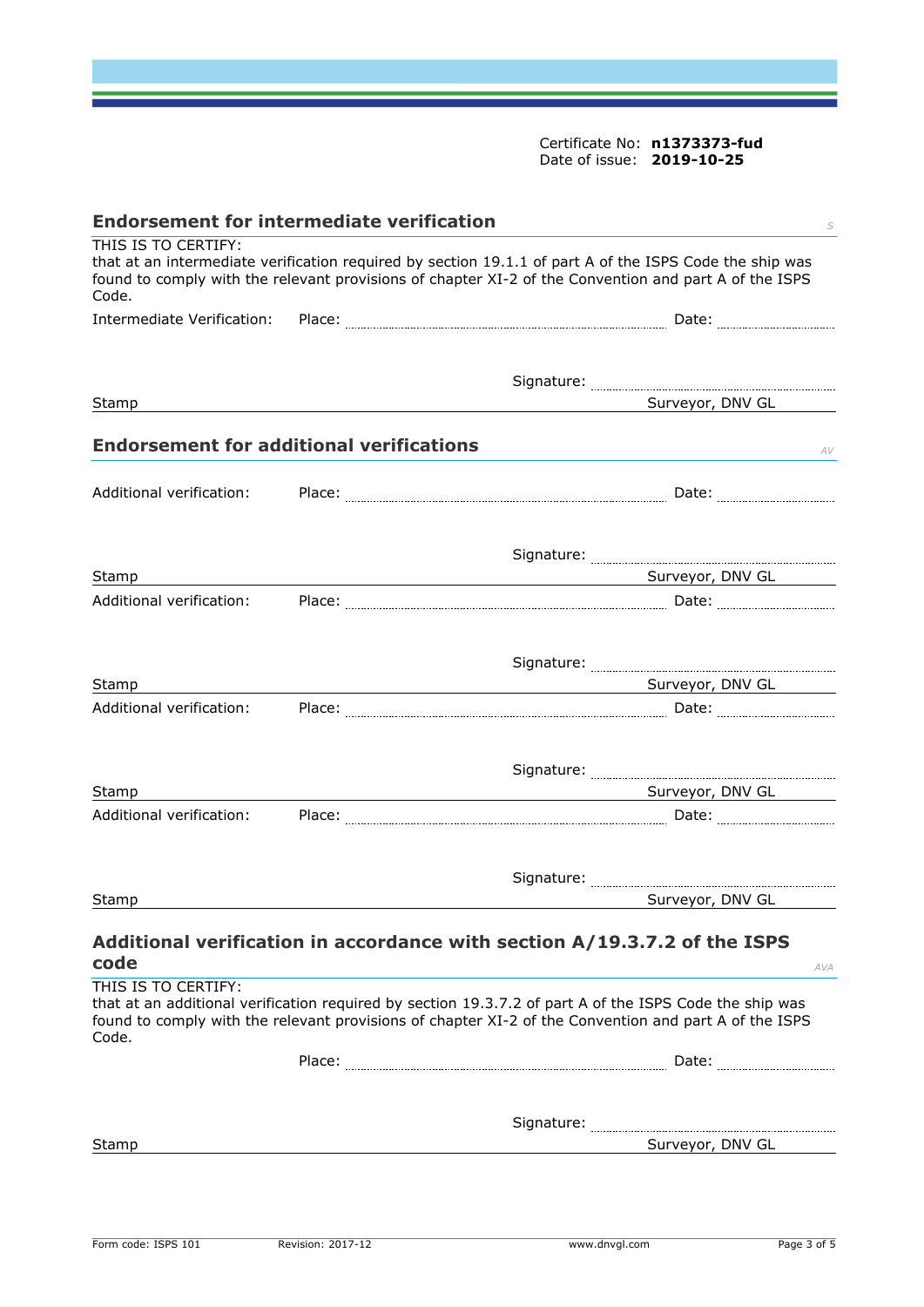Certificate No: **n1373373-fud**
Date of issue: **2019-10-25**

## Endorsement for intermediate verification

*S*

THIS IS TO CERTIFY:
that at an intermediate verification required by section 19.1.1 of part A of the ISPS Code the ship was found to comply with the relevant provisions of chapter XI-2 of the Convention and part A of the ISPS Code.

Intermediate Verification: Place: .................................................. Date: ....................

Signature: ..................................................

Stamp Surveyor, DNV GL

## Endorsement for additional verifications

*AV*

Additional verification: Place: .................................................. Date: ....................

Signature: ..................................................

Stamp Surveyor, DNV GL

Additional verification: Place: .................................................. Date: ....................

Signature: ..................................................

Stamp Surveyor, DNV GL

Additional verification: Place: .................................................. Date: ....................

Signature: ..................................................

Stamp Surveyor, DNV GL

Additional verification: Place: .................................................. Date: ....................

Signature: ..................................................

Stamp Surveyor, DNV GL

## Additional verification in accordance with section A/19.3.7.2 of the ISPS code

*AVA*

THIS IS TO CERTIFY:
that at an additional verification required by section 19.3.7.2 of part A of the ISPS Code the ship was found to comply with the relevant provisions of chapter XI-2 of the Convention and part A of the ISPS Code.

Place: .................................................. Date: ....................

Signature: ..................................................

Stamp Surveyor, DNV GL

Form code: ISPS 101 Revision: 2017-12 www.dnvgl.com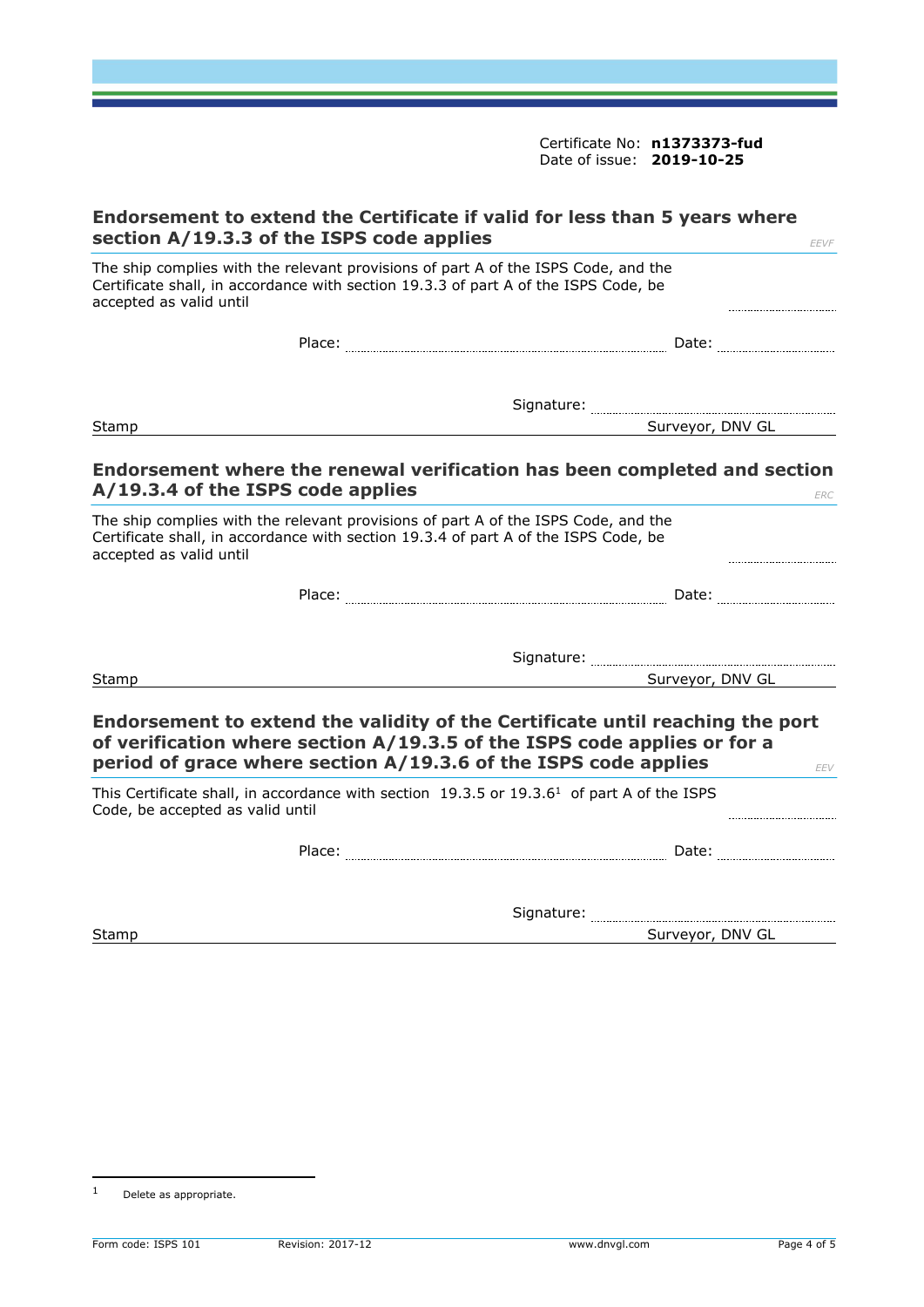Certificate No: **n1373373-fud**
Date of issue: **2019-10-25**

## Endorsement to extend the Certificate if valid for less than 5 years where section A/19.3.3 of the ISPS code applies

*EEVF*

The ship complies with the relevant provisions of part A of the ISPS Code, and the Certificate shall, in accordance with section 19.3.3 of part A of the ISPS Code, be accepted as valid until ..................

Place: .................................................. Date: ..................

Signature: ..................................................

Stamp Surveyor, DNV GL

## Endorsement where the renewal verification has been completed and section A/19.3.4 of the ISPS code applies

*ERC*

The ship complies with the relevant provisions of part A of the ISPS Code, and the Certificate shall, in accordance with section 19.3.4 of part A of the ISPS Code, be accepted as valid until ..................

Place: .................................................. Date: ..................

Signature: ..................................................

Stamp Surveyor, DNV GL

## Endorsement to extend the validity of the Certificate until reaching the port of verification where section A/19.3.5 of the ISPS code applies or for a period of grace where section A/19.3.6 of the ISPS code applies

*EEV*

This Certificate shall, in accordance with section 19.3.5 or 19.3.6[1] of part A of the ISPS Code, be accepted as valid until ..................

Place: .................................................. Date: ..................

Signature: ..................................................

Stamp Surveyor, DNV GL

---

[1] Delete as appropriate.

Form code: ISPS 101 Revision: 2017-12 www.dnvgl.com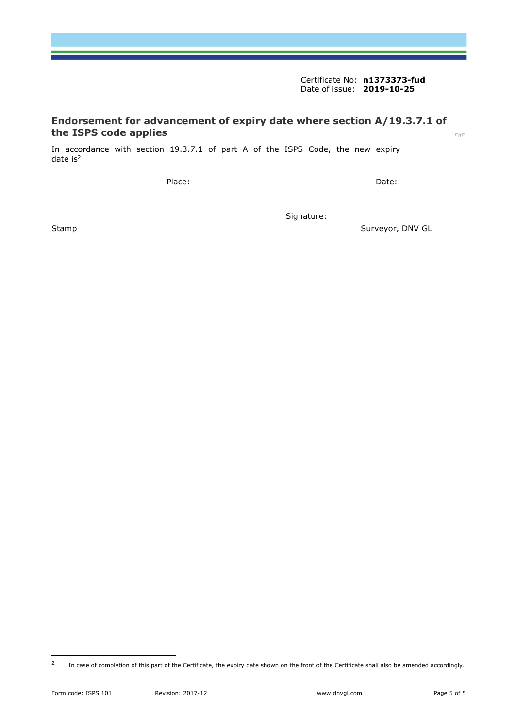Certificate No: **n1373373-fud**
Date of issue: **2019-10-25**

## Endorsement for advancement of expiry date where section A/19.3.7.1 of the ISPS code applies

*EAE*

In accordance with section 19.3.7.1 of part A of the ISPS Code, the new expiry date is[2] ..............................

Place: .............................................................................. Date: ..............................

Signature: ..............................................................

Stamp

Surveyor, DNV GL

---

[2] In case of completion of this part of the Certificate, the expiry date shown on the front of the Certificate shall also be amended accordingly.

Form code: ISPS 101    Revision: 2017-12    www.dnvgl.com